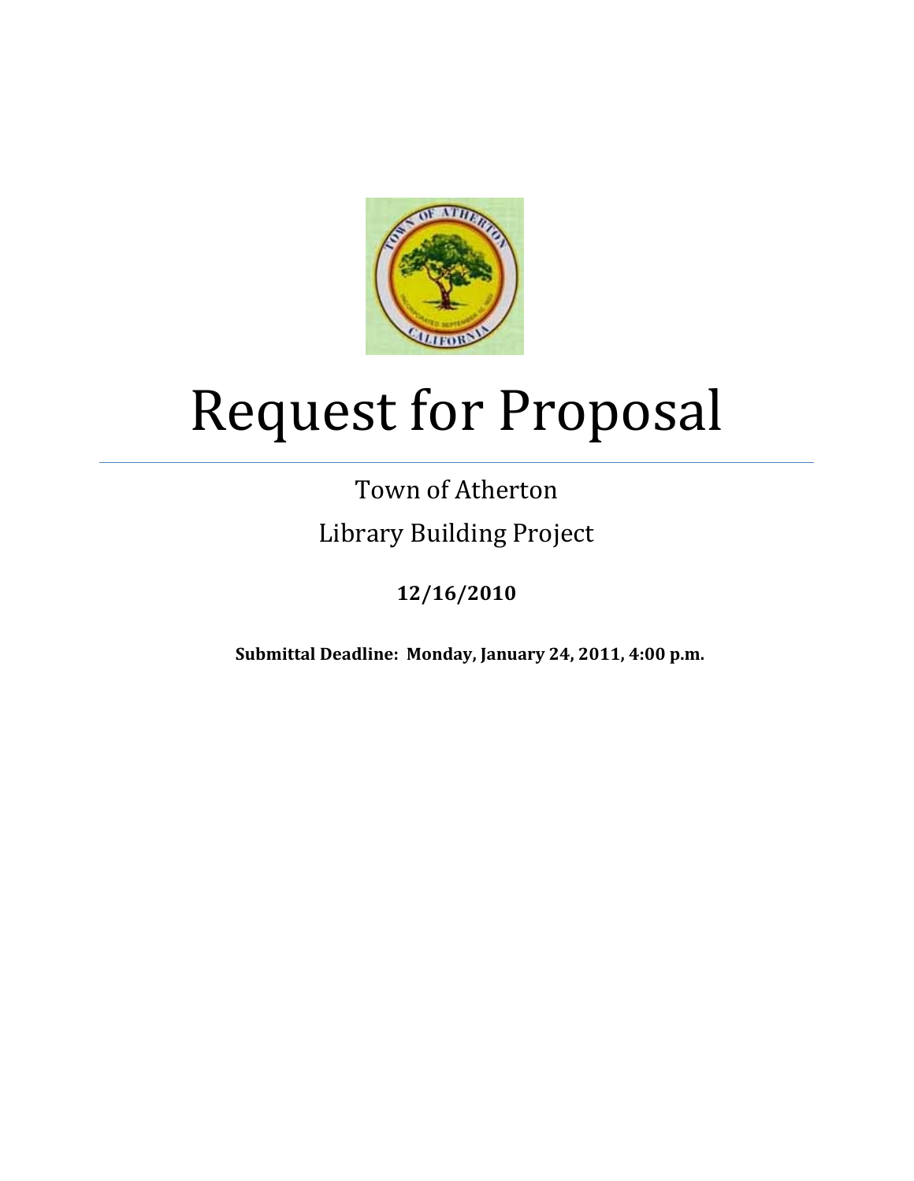# Request for Proposal

Town of Atherton

Library Building Project

**12/16/2010**

**Submittal Deadline: Monday, January 24, 2011, 4:00 p.m.**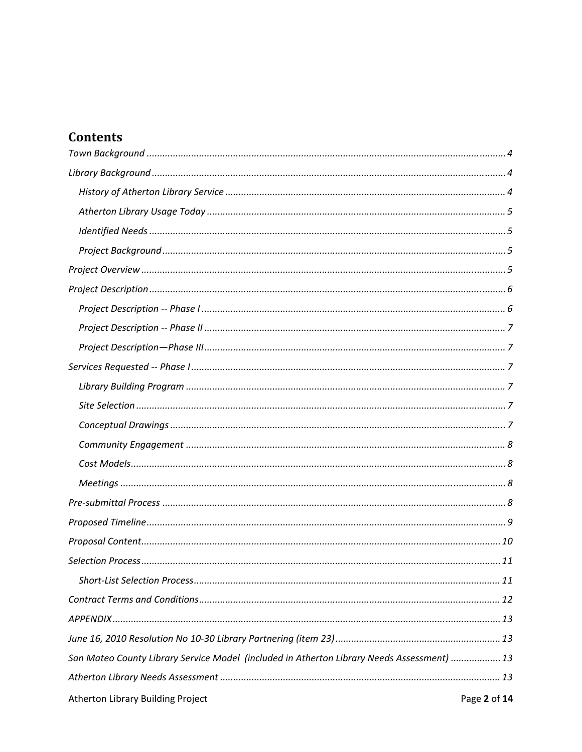# Contents

*Town Background* ... 4

*Library Background* ... 4

- *History of Atherton Library Service* ... 4
- *Atherton Library Usage Today* ... 5
- *Identified Needs* ... 5
- *Project Background* ... 5

*Project Overview* ... 5

*Project Description* ... 6

- *Project Description -- Phase I* ... 6
- *Project Description -- Phase II* ... 7
- *Project Description—Phase III* ... 7

*Services Requested -- Phase I* ... 7

- *Library Building Program* ... 7
- *Site Selection* ... 7
- *Conceptual Drawings* ... 7
- *Community Engagement* ... 8
- *Cost Models* ... 8
- *Meetings* ... 8

*Pre-submittal Process* ... 8

*Proposed Timeline* ... 9

*Proposal Content* ... 10

*Selection Process* ... 11

- *Short-List Selection Process* ... 11

*Contract Terms and Conditions* ... 12

*APPENDIX* ... 13

*June 16, 2010 Resolution No 10-30 Library Partnering (item 23)* ... 13

*San Mateo County Library Service Model (included in Atherton Library Needs Assessment)* ... 13

*Atherton Library Needs Assessment* ... 13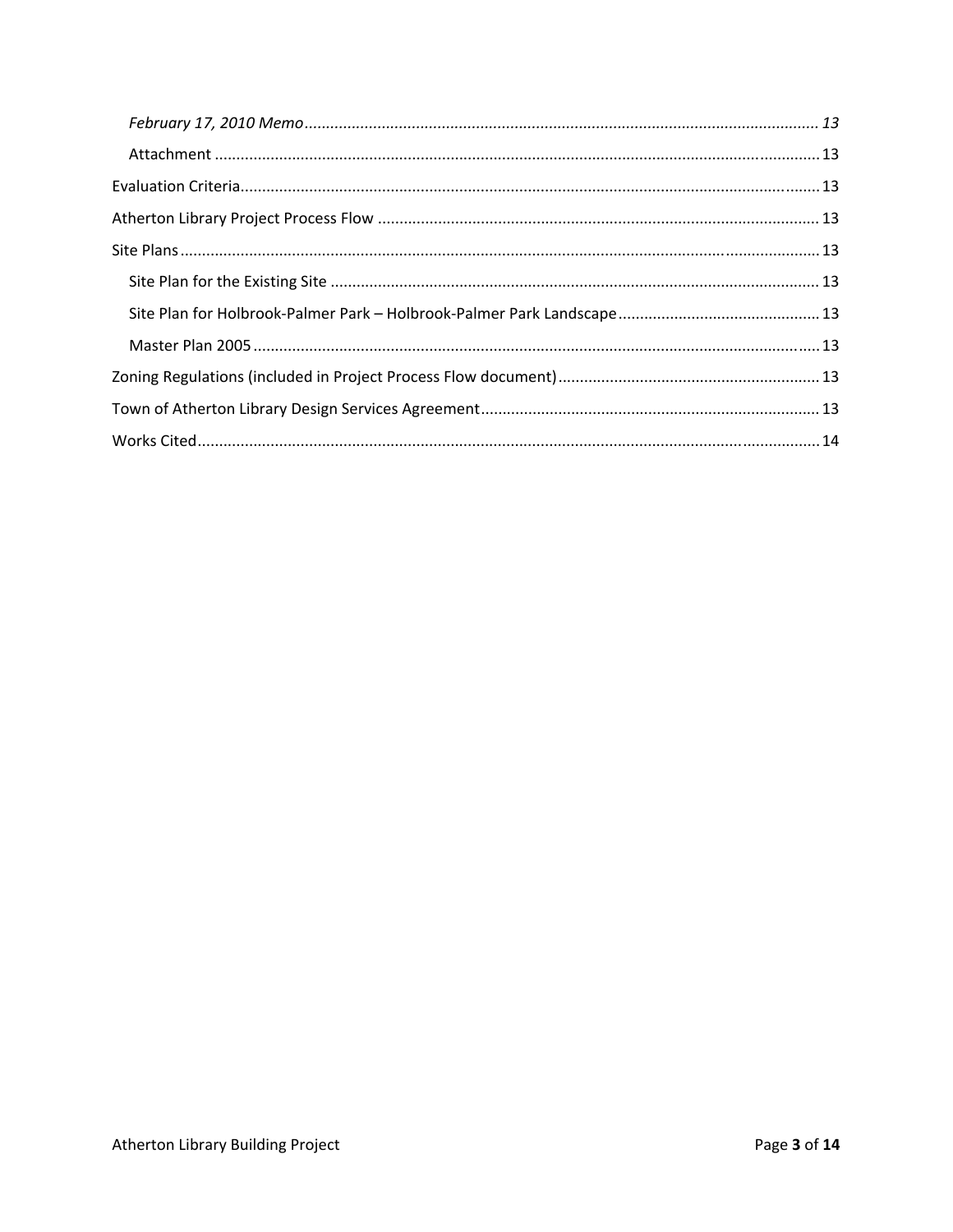*February 17, 2010 Memo* ........ *13*

Attachment ........ 13

Evaluation Criteria ........ 13

Atherton Library Project Process Flow ........ 13

Site Plans ........ 13

Site Plan for the Existing Site ........ 13

Site Plan for Holbrook-Palmer Park – Holbrook-Palmer Park Landscape ........ 13

Master Plan 2005 ........ 13

Zoning Regulations (included in Project Process Flow document) ........ 13

Town of Atherton Library Design Services Agreement ........ 13

Works Cited ........ 14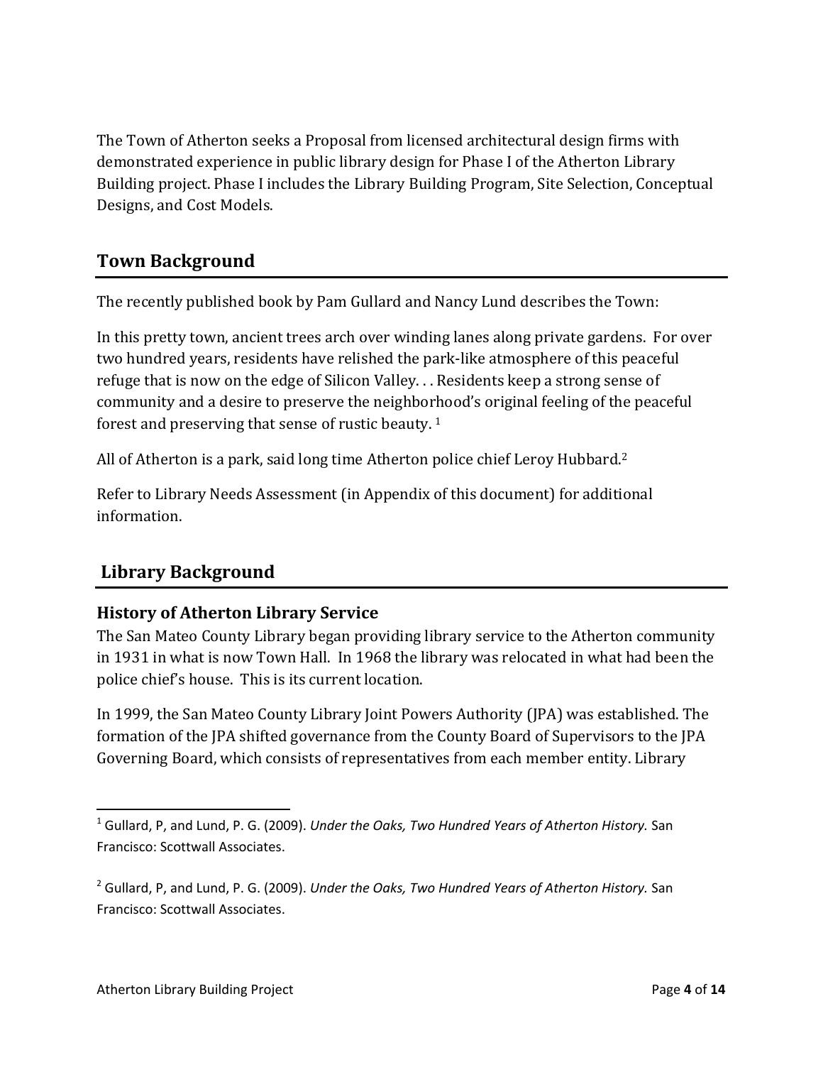The Town of Atherton seeks a Proposal from licensed architectural design firms with demonstrated experience in public library design for Phase I of the Atherton Library Building project. Phase I includes the Library Building Program, Site Selection, Conceptual Designs, and Cost Models.

## Town Background

The recently published book by Pam Gullard and Nancy Lund describes the Town:

In this pretty town, ancient trees arch over winding lanes along private gardens. For over two hundred years, residents have relished the park-like atmosphere of this peaceful refuge that is now on the edge of Silicon Valley. . . Residents keep a strong sense of community and a desire to preserve the neighborhood's original feeling of the peaceful forest and preserving that sense of rustic beauty. [1]

All of Atherton is a park, said long time Atherton police chief Leroy Hubbard.[2]

Refer to Library Needs Assessment (in Appendix of this document) for additional information.

## Library Background

### History of Atherton Library Service

The San Mateo County Library began providing library service to the Atherton community in 1931 in what is now Town Hall. In 1968 the library was relocated in what had been the police chief's house. This is its current location.

In 1999, the San Mateo County Library Joint Powers Authority (JPA) was established. The formation of the JPA shifted governance from the County Board of Supervisors to the JPA Governing Board, which consists of representatives from each member entity. Library

---

[1] Gullard, P, and Lund, P. G. (2009). *Under the Oaks, Two Hundred Years of Atherton History.* San Francisco: Scottwall Associates.

[2] Gullard, P, and Lund, P. G. (2009). *Under the Oaks, Two Hundred Years of Atherton History.* San Francisco: Scottwall Associates.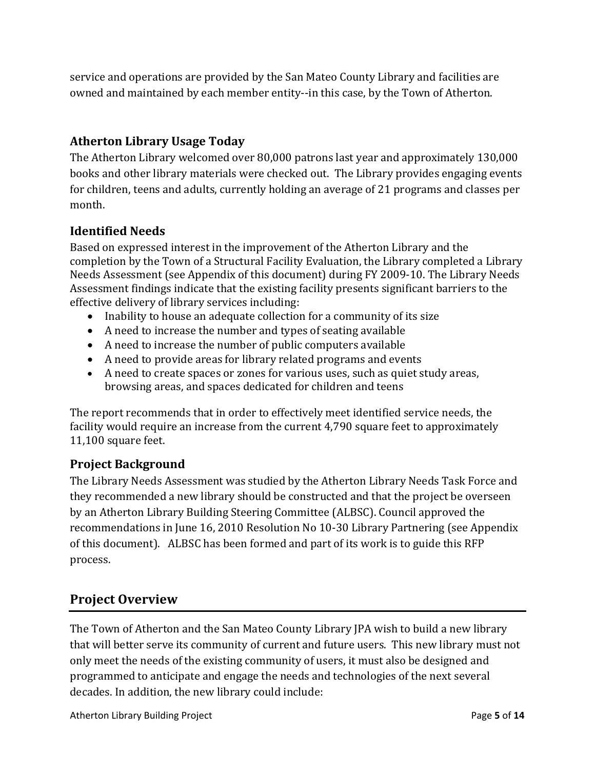service and operations are provided by the San Mateo County Library and facilities are owned and maintained by each member entity--in this case, by the Town of Atherton.

### Atherton Library Usage Today

The Atherton Library welcomed over 80,000 patrons last year and approximately 130,000 books and other library materials were checked out. The Library provides engaging events for children, teens and adults, currently holding an average of 21 programs and classes per month.

### Identified Needs

Based on expressed interest in the improvement of the Atherton Library and the completion by the Town of a Structural Facility Evaluation, the Library completed a Library Needs Assessment (see Appendix of this document) during FY 2009-10. The Library Needs Assessment findings indicate that the existing facility presents significant barriers to the effective delivery of library services including:

- Inability to house an adequate collection for a community of its size
- A need to increase the number and types of seating available
- A need to increase the number of public computers available
- A need to provide areas for library related programs and events
- A need to create spaces or zones for various uses, such as quiet study areas, browsing areas, and spaces dedicated for children and teens

The report recommends that in order to effectively meet identified service needs, the facility would require an increase from the current 4,790 square feet to approximately 11,100 square feet.

### Project Background

The Library Needs Assessment was studied by the Atherton Library Needs Task Force and they recommended a new library should be constructed and that the project be overseen by an Atherton Library Building Steering Committee (ALBSC). Council approved the recommendations in June 16, 2010 Resolution No 10-30 Library Partnering (see Appendix of this document). ALBSC has been formed and part of its work is to guide this RFP process.

## Project Overview

The Town of Atherton and the San Mateo County Library JPA wish to build a new library that will better serve its community of current and future users. This new library must not only meet the needs of the existing community of users, it must also be designed and programmed to anticipate and engage the needs and technologies of the next several decades. In addition, the new library could include: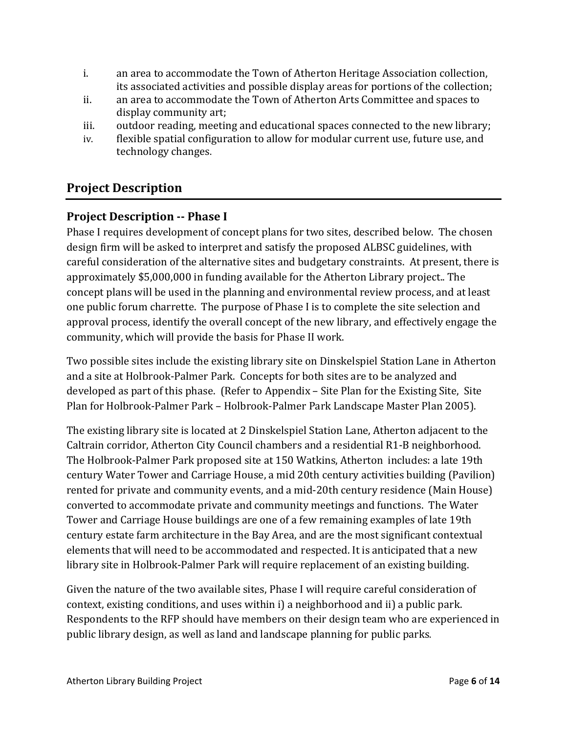i. an area to accommodate the Town of Atherton Heritage Association collection, its associated activities and possible display areas for portions of the collection;
ii. an area to accommodate the Town of Atherton Arts Committee and spaces to display community art;
iii. outdoor reading, meeting and educational spaces connected to the new library;
iv. flexible spatial configuration to allow for modular current use, future use, and technology changes.

## Project Description

### Project Description -- Phase I

Phase I requires development of concept plans for two sites, described below. The chosen design firm will be asked to interpret and satisfy the proposed ALBSC guidelines, with careful consideration of the alternative sites and budgetary constraints. At present, there is approximately $5,000,000 in funding available for the Atherton Library project.. The concept plans will be used in the planning and environmental review process, and at least one public forum charrette. The purpose of Phase I is to complete the site selection and approval process, identify the overall concept of the new library, and effectively engage the community, which will provide the basis for Phase II work.

Two possible sites include the existing library site on Dinskelspiel Station Lane in Atherton and a site at Holbrook-Palmer Park. Concepts for both sites are to be analyzed and developed as part of this phase. (Refer to Appendix – Site Plan for the Existing Site, Site Plan for Holbrook-Palmer Park – Holbrook-Palmer Park Landscape Master Plan 2005).

The existing library site is located at 2 Dinskelspiel Station Lane, Atherton adjacent to the Caltrain corridor, Atherton City Council chambers and a residential R1-B neighborhood. The Holbrook-Palmer Park proposed site at 150 Watkins, Atherton includes: a late 19th century Water Tower and Carriage House, a mid 20th century activities building (Pavilion) rented for private and community events, and a mid-20th century residence (Main House) converted to accommodate private and community meetings and functions. The Water Tower and Carriage House buildings are one of a few remaining examples of late 19th century estate farm architecture in the Bay Area, and are the most significant contextual elements that will need to be accommodated and respected. It is anticipated that a new library site in Holbrook-Palmer Park will require replacement of an existing building.

Given the nature of the two available sites, Phase I will require careful consideration of context, existing conditions, and uses within i) a neighborhood and ii) a public park. Respondents to the RFP should have members on their design team who are experienced in public library design, as well as land and landscape planning for public parks.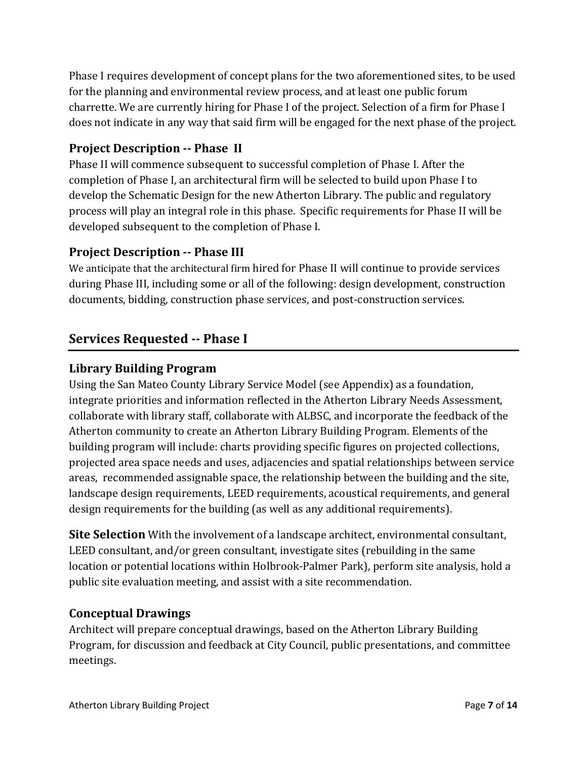Phase I requires development of concept plans for the two aforementioned sites, to be used for the planning and environmental review process, and at least one public forum charrette. We are currently hiring for Phase I of the project. Selection of a firm for Phase I does not indicate in any way that said firm will be engaged for the next phase of the project.

### Project Description -- Phase II

Phase II will commence subsequent to successful completion of Phase I. After the completion of Phase I, an architectural firm will be selected to build upon Phase I to develop the Schematic Design for the new Atherton Library. The public and regulatory process will play an integral role in this phase. Specific requirements for Phase II will be developed subsequent to the completion of Phase I.

### Project Description -- Phase III

We anticipate that the architectural firm hired for Phase II will continue to provide services during Phase III, including some or all of the following: design development, construction documents, bidding, construction phase services, and post-construction services.

## Services Requested -- Phase I

### Library Building Program

Using the San Mateo County Library Service Model (see Appendix) as a foundation, integrate priorities and information reflected in the Atherton Library Needs Assessment, collaborate with library staff, collaborate with ALBSC, and incorporate the feedback of the Atherton community to create an Atherton Library Building Program. Elements of the building program will include: charts providing specific figures on projected collections, projected area space needs and uses, adjacencies and spatial relationships between service areas, recommended assignable space, the relationship between the building and the site, landscape design requirements, LEED requirements, acoustical requirements, and general design requirements for the building (as well as any additional requirements).

**Site Selection** With the involvement of a landscape architect, environmental consultant, LEED consultant, and/or green consultant, investigate sites (rebuilding in the same location or potential locations within Holbrook-Palmer Park), perform site analysis, hold a public site evaluation meeting, and assist with a site recommendation.

### Conceptual Drawings

Architect will prepare conceptual drawings, based on the Atherton Library Building Program, for discussion and feedback at City Council, public presentations, and committee meetings.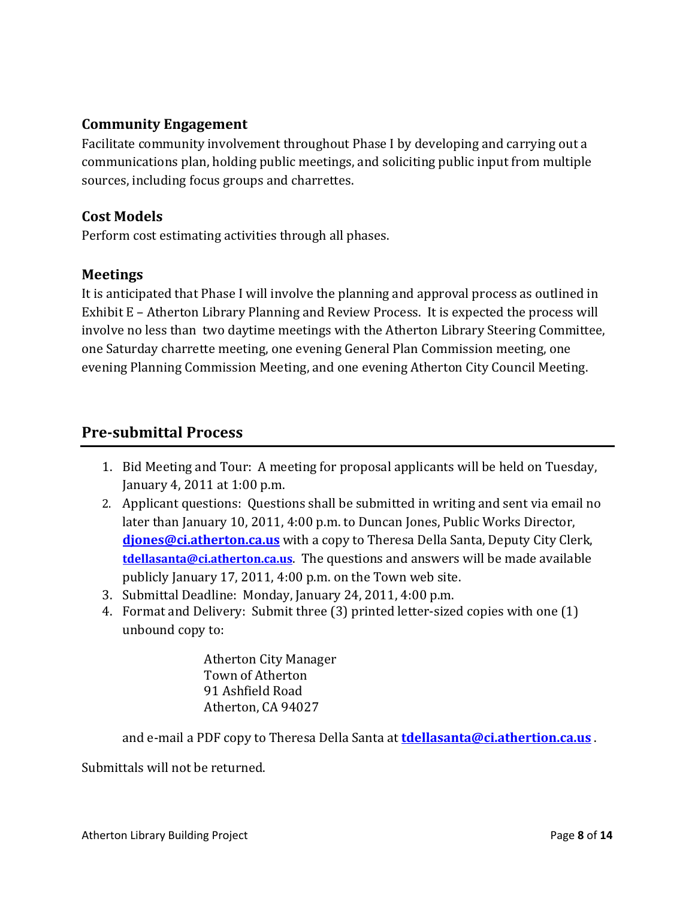### Community Engagement

Facilitate community involvement throughout Phase I by developing and carrying out a communications plan, holding public meetings, and soliciting public input from multiple sources, including focus groups and charrettes.

### Cost Models

Perform cost estimating activities through all phases.

### Meetings

It is anticipated that Phase I will involve the planning and approval process as outlined in Exhibit E – Atherton Library Planning and Review Process. It is expected the process will involve no less than two daytime meetings with the Atherton Library Steering Committee, one Saturday charrette meeting, one evening General Plan Commission meeting, one evening Planning Commission Meeting, and one evening Atherton City Council Meeting.

## Pre-submittal Process

1. Bid Meeting and Tour: A meeting for proposal applicants will be held on Tuesday, January 4, 2011 at 1:00 p.m.
2. Applicant questions: Questions shall be submitted in writing and sent via email no later than January 10, 2011, 4:00 p.m. to Duncan Jones, Public Works Director, **djones@ci.atherton.ca.us** with a copy to Theresa Della Santa, Deputy City Clerk, **tdellasanta@ci.atherton.ca.us**. The questions and answers will be made available publicly January 17, 2011, 4:00 p.m. on the Town web site.
3. Submittal Deadline: Monday, January 24, 2011, 4:00 p.m.
4. Format and Delivery: Submit three (3) printed letter-sized copies with one (1) unbound copy to:

   Atherton City Manager
   Town of Atherton
   91 Ashfield Road
   Atherton, CA 94027

   and e-mail a PDF copy to Theresa Della Santa at **tdellasanta@ci.athertion.ca.us** .

Submittals will not be returned.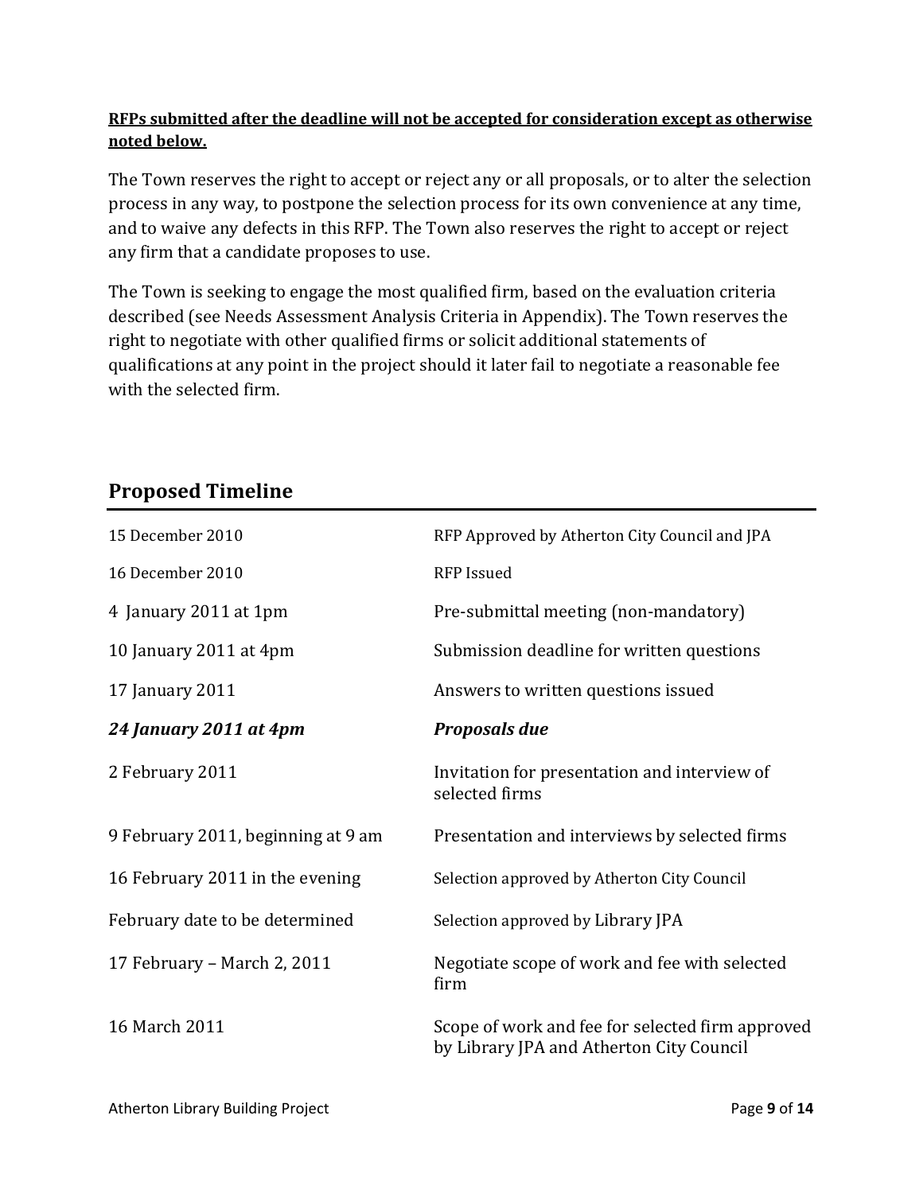**<u>RFPs submitted after the deadline will not be accepted for consideration except as otherwise noted below.</u>**

The Town reserves the right to accept or reject any or all proposals, or to alter the selection process in any way, to postpone the selection process for its own convenience at any time, and to waive any defects in this RFP. The Town also reserves the right to accept or reject any firm that a candidate proposes to use.

The Town is seeking to engage the most qualified firm, based on the evaluation criteria described (see Needs Assessment Analysis Criteria in Appendix). The Town reserves the right to negotiate with other qualified firms or solicit additional statements of qualifications at any point in the project should it later fail to negotiate a reasonable fee with the selected firm.

## Proposed Timeline

| | |
|---|---|
| 15 December 2010 | RFP Approved by Atherton City Council and JPA |
| 16 December 2010 | RFP Issued |
| 4 January 2011 at 1pm | Pre-submittal meeting (non-mandatory) |
| 10 January 2011 at 4pm | Submission deadline for written questions |
| 17 January 2011 | Answers to written questions issued |
| ***24 January 2011 at 4pm*** | ***Proposals due*** |
| 2 February 2011 | Invitation for presentation and interview of selected firms |
| 9 February 2011, beginning at 9 am | Presentation and interviews by selected firms |
| 16 February 2011 in the evening | Selection approved by Atherton City Council |
| February date to be determined | Selection approved by Library JPA |
| 17 February – March 2, 2011 | Negotiate scope of work and fee with selected firm |
| 16 March 2011 | Scope of work and fee for selected firm approved by Library JPA and Atherton City Council |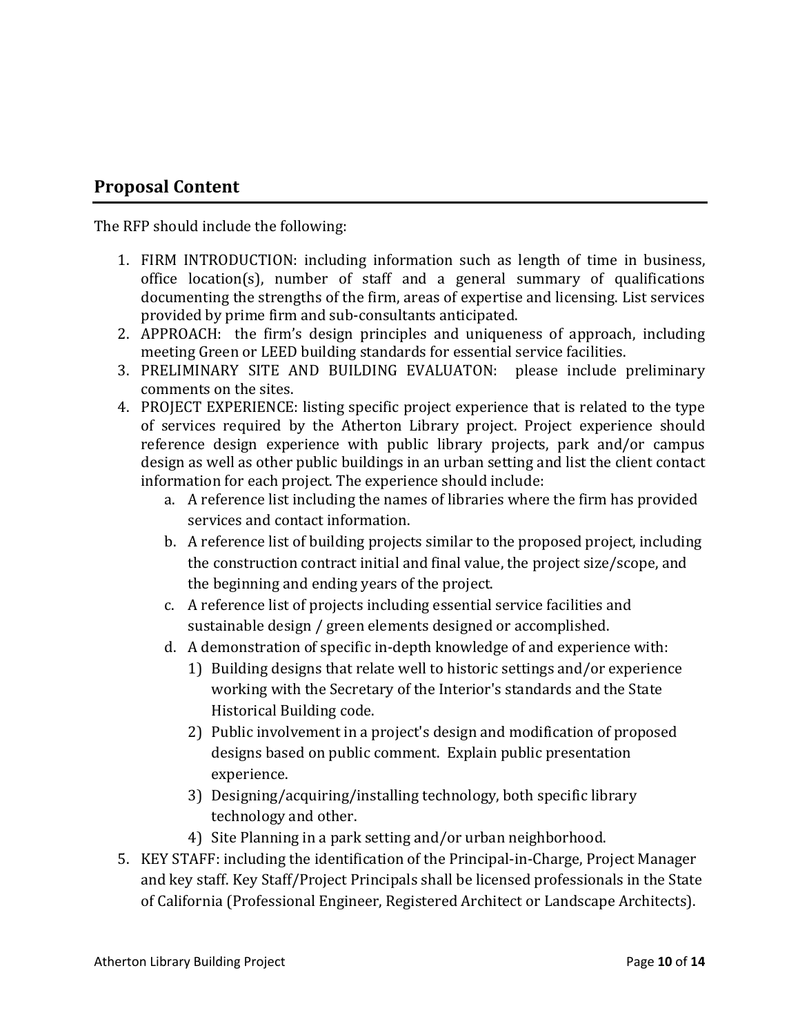## Proposal Content

The RFP should include the following:

1. FIRM INTRODUCTION: including information such as length of time in business, office location(s), number of staff and a general summary of qualifications documenting the strengths of the firm, areas of expertise and licensing. List services provided by prime firm and sub-consultants anticipated.
2. APPROACH: the firm's design principles and uniqueness of approach, including meeting Green or LEED building standards for essential service facilities.
3. PRELIMINARY SITE AND BUILDING EVALUATON: please include preliminary comments on the sites.
4. PROJECT EXPERIENCE: listing specific project experience that is related to the type of services required by the Atherton Library project. Project experience should reference design experience with public library projects, park and/or campus design as well as other public buildings in an urban setting and list the client contact information for each project. The experience should include:
   a. A reference list including the names of libraries where the firm has provided services and contact information.
   b. A reference list of building projects similar to the proposed project, including the construction contract initial and final value, the project size/scope, and the beginning and ending years of the project.
   c. A reference list of projects including essential service facilities and sustainable design / green elements designed or accomplished.
   d. A demonstration of specific in-depth knowledge of and experience with:
      1) Building designs that relate well to historic settings and/or experience working with the Secretary of the Interior's standards and the State Historical Building code.
      2) Public involvement in a project's design and modification of proposed designs based on public comment. Explain public presentation experience.
      3) Designing/acquiring/installing technology, both specific library technology and other.
      4) Site Planning in a park setting and/or urban neighborhood.
5. KEY STAFF: including the identification of the Principal-in-Charge, Project Manager and key staff. Key Staff/Project Principals shall be licensed professionals in the State of California (Professional Engineer, Registered Architect or Landscape Architects).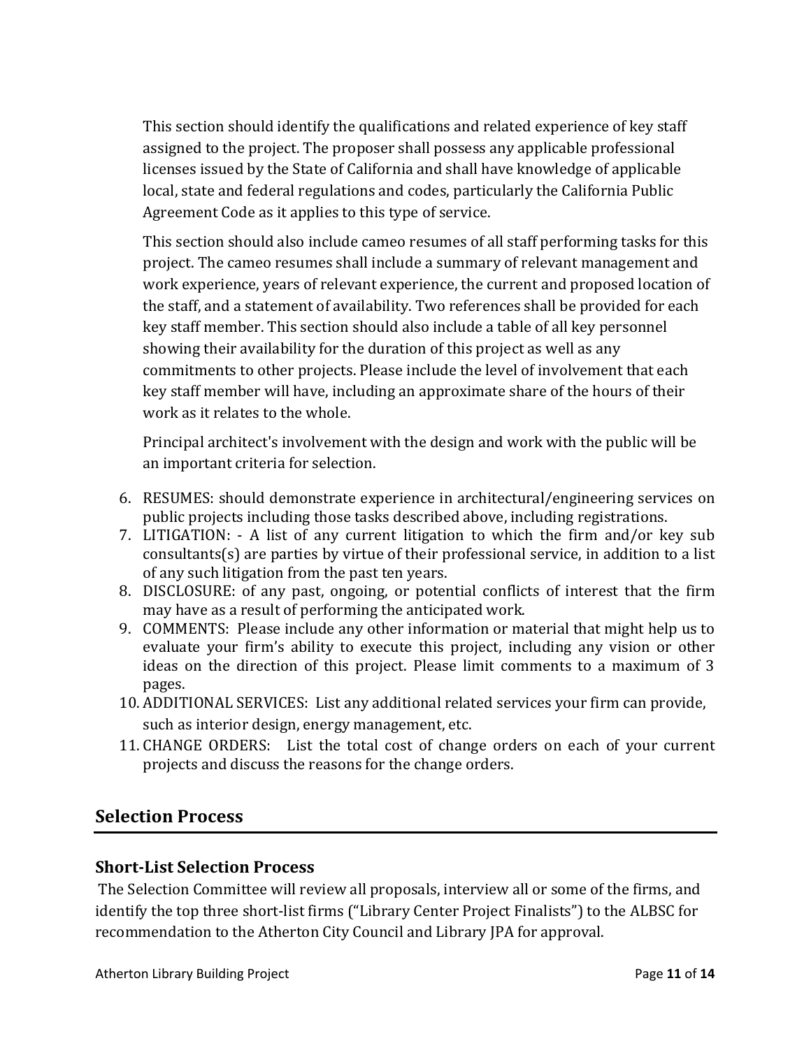This section should identify the qualifications and related experience of key staff assigned to the project. The proposer shall possess any applicable professional licenses issued by the State of California and shall have knowledge of applicable local, state and federal regulations and codes, particularly the California Public Agreement Code as it applies to this type of service.

This section should also include cameo resumes of all staff performing tasks for this project. The cameo resumes shall include a summary of relevant management and work experience, years of relevant experience, the current and proposed location of the staff, and a statement of availability. Two references shall be provided for each key staff member. This section should also include a table of all key personnel showing their availability for the duration of this project as well as any commitments to other projects. Please include the level of involvement that each key staff member will have, including an approximate share of the hours of their work as it relates to the whole.

Principal architect's involvement with the design and work with the public will be an important criteria for selection.

6. RESUMES: should demonstrate experience in architectural/engineering services on public projects including those tasks described above, including registrations.
7. LITIGATION: - A list of any current litigation to which the firm and/or key sub consultants(s) are parties by virtue of their professional service, in addition to a list of any such litigation from the past ten years.
8. DISCLOSURE: of any past, ongoing, or potential conflicts of interest that the firm may have as a result of performing the anticipated work.
9. COMMENTS: Please include any other information or material that might help us to evaluate your firm's ability to execute this project, including any vision or other ideas on the direction of this project. Please limit comments to a maximum of 3 pages.
10. ADDITIONAL SERVICES: List any additional related services your firm can provide, such as interior design, energy management, etc.
11. CHANGE ORDERS: List the total cost of change orders on each of your current projects and discuss the reasons for the change orders.

## Selection Process

### Short-List Selection Process

The Selection Committee will review all proposals, interview all or some of the firms, and identify the top three short-list firms ("Library Center Project Finalists") to the ALBSC for recommendation to the Atherton City Council and Library JPA for approval.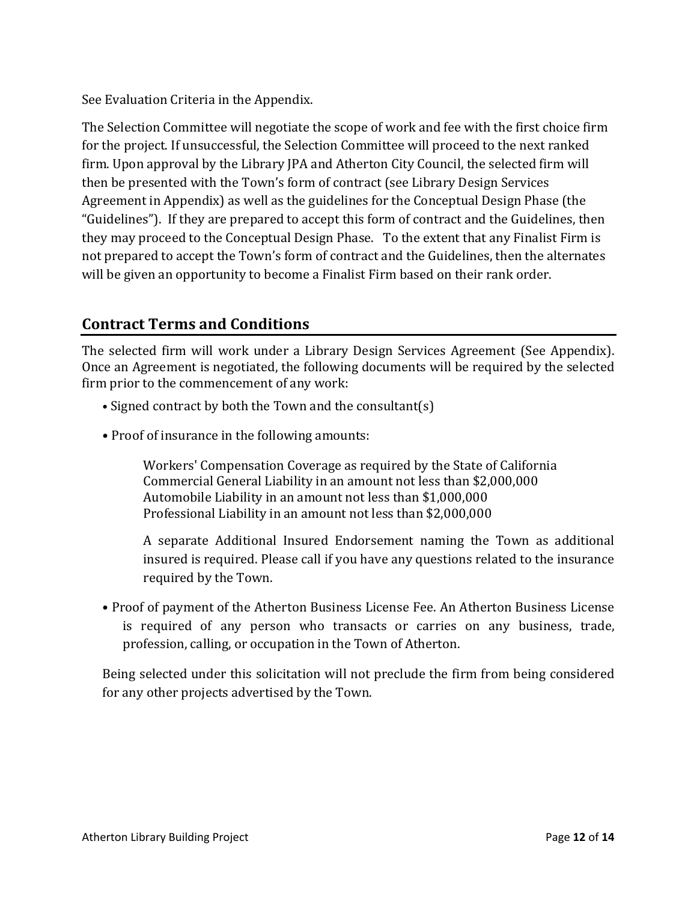See Evaluation Criteria in the Appendix.

The Selection Committee will negotiate the scope of work and fee with the first choice firm for the project. If unsuccessful, the Selection Committee will proceed to the next ranked firm. Upon approval by the Library JPA and Atherton City Council, the selected firm will then be presented with the Town's form of contract (see Library Design Services Agreement in Appendix) as well as the guidelines for the Conceptual Design Phase (the "Guidelines"). If they are prepared to accept this form of contract and the Guidelines, then they may proceed to the Conceptual Design Phase. To the extent that any Finalist Firm is not prepared to accept the Town's form of contract and the Guidelines, then the alternates will be given an opportunity to become a Finalist Firm based on their rank order.

## Contract Terms and Conditions

The selected firm will work under a Library Design Services Agreement (See Appendix). Once an Agreement is negotiated, the following documents will be required by the selected firm prior to the commencement of any work:

- Signed contract by both the Town and the consultant(s)
- Proof of insurance in the following amounts:

  Workers' Compensation Coverage as required by the State of California
  Commercial General Liability in an amount not less than $2,000,000
  Automobile Liability in an amount not less than $1,000,000
  Professional Liability in an amount not less than $2,000,000

  A separate Additional Insured Endorsement naming the Town as additional insured is required. Please call if you have any questions related to the insurance required by the Town.

- Proof of payment of the Atherton Business License Fee. An Atherton Business License is required of any person who transacts or carries on any business, trade, profession, calling, or occupation in the Town of Atherton.

Being selected under this solicitation will not preclude the firm from being considered for any other projects advertised by the Town.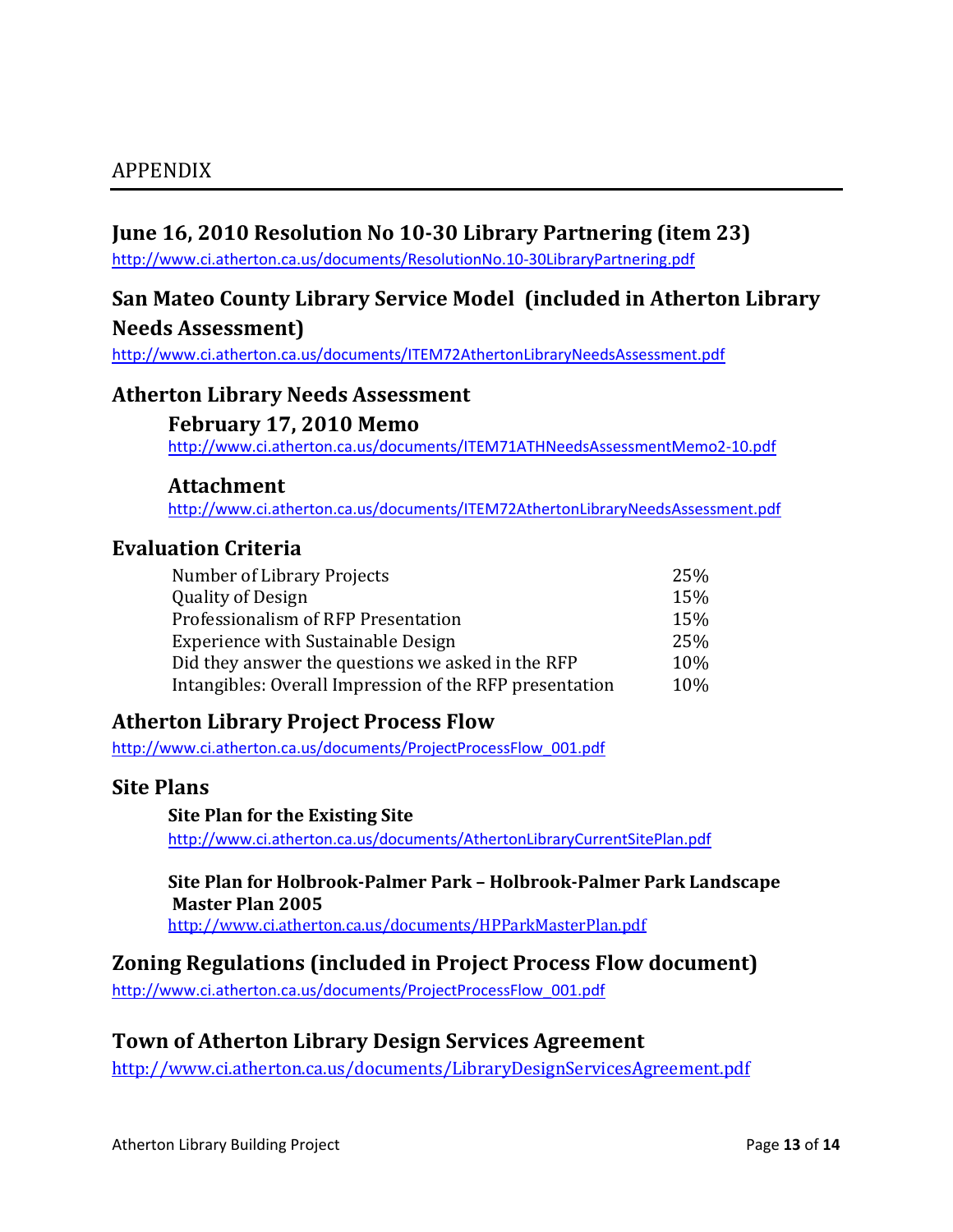## APPENDIX

### June 16, 2010 Resolution No 10-30 Library Partnering (item 23)

http://www.ci.atherton.ca.us/documents/ResolutionNo.10-30LibraryPartnering.pdf

### San Mateo County Library Service Model (included in Atherton Library Needs Assessment)

http://www.ci.atherton.ca.us/documents/ITEM72AthertonLibraryNeedsAssessment.pdf

### Atherton Library Needs Assessment

#### February 17, 2010 Memo

http://www.ci.atherton.ca.us/documents/ITEM71ATHNeedsAssessmentMemo2-10.pdf

#### Attachment

http://www.ci.atherton.ca.us/documents/ITEM72AthertonLibraryNeedsAssessment.pdf

### Evaluation Criteria

| Criterion | Weight |
|---|---|
| Number of Library Projects | 25% |
| Quality of Design | 15% |
| Professionalism of RFP Presentation | 15% |
| Experience with Sustainable Design | 25% |
| Did they answer the questions we asked in the RFP | 10% |
| Intangibles: Overall Impression of the RFP presentation | 10% |

### Atherton Library Project Process Flow

http://www.ci.atherton.ca.us/documents/ProjectProcessFlow_001.pdf

### Site Plans

**Site Plan for the Existing Site**

http://www.ci.atherton.ca.us/documents/AthertonLibraryCurrentSitePlan.pdf

**Site Plan for Holbrook-Palmer Park – Holbrook-Palmer Park Landscape Master Plan 2005**

http://www.ci.atherton.ca.us/documents/HPParkMasterPlan.pdf

### Zoning Regulations (included in Project Process Flow document)

http://www.ci.atherton.ca.us/documents/ProjectProcessFlow_001.pdf

### Town of Atherton Library Design Services Agreement

http://www.ci.atherton.ca.us/documents/LibraryDesignServicesAgreement.pdf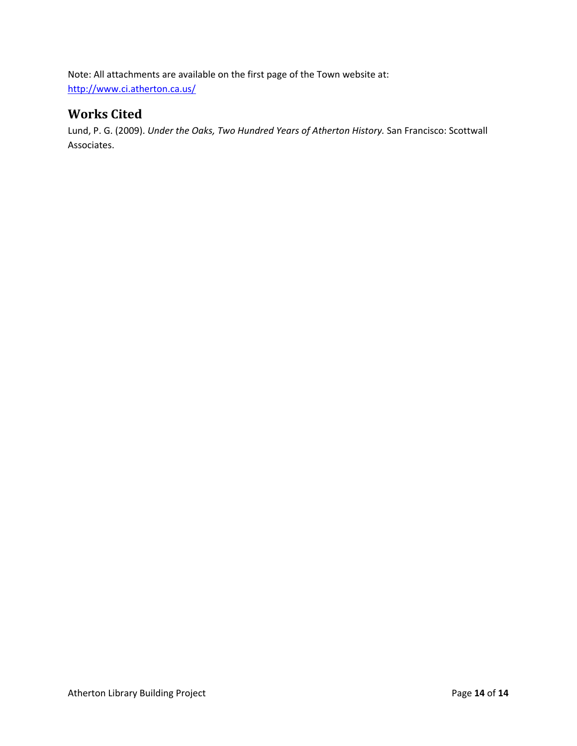Note: All attachments are available on the first page of the Town website at: http://www.ci.atherton.ca.us/

## Works Cited

Lund, P. G. (2009). *Under the Oaks, Two Hundred Years of Atherton History.* San Francisco: Scottwall Associates.